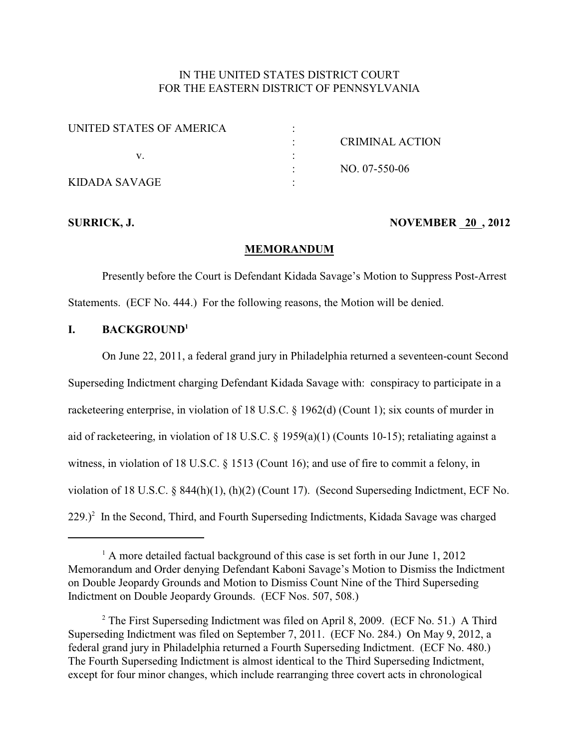IN THE UNITED STATES DISTRICT COURT
FOR THE EASTERN DISTRICT OF PENNSYLVANIA

| | | |
|---|---|---|
| UNITED STATES OF AMERICA | : | |
| | : | CRIMINAL ACTION |
| v. | : | |
| | : | NO. 07-550-06 |
| KIDADA SAVAGE | : | |

**SURRICK, J.** **NOVEMBER 20, 2012**

## MEMORANDUM

Presently before the Court is Defendant Kidada Savage's Motion to Suppress Post-Arrest Statements. (ECF No. 444.) For the following reasons, the Motion will be denied.

## I. BACKGROUND[1]

On June 22, 2011, a federal grand jury in Philadelphia returned a seventeen-count Second Superseding Indictment charging Defendant Kidada Savage with: conspiracy to participate in a racketeering enterprise, in violation of 18 U.S.C. § 1962(d) (Count 1); six counts of murder in aid of racketeering, in violation of 18 U.S.C. § 1959(a)(1) (Counts 10-15); retaliating against a witness, in violation of 18 U.S.C. § 1513 (Count 16); and use of fire to commit a felony, in violation of 18 U.S.C. § 844(h)(1), (h)(2) (Count 17). (Second Superseding Indictment, ECF No. 229.)[2] In the Second, Third, and Fourth Superseding Indictments, Kidada Savage was charged

---

[1] A more detailed factual background of this case is set forth in our June 1, 2012 Memorandum and Order denying Defendant Kaboni Savage's Motion to Dismiss the Indictment on Double Jeopardy Grounds and Motion to Dismiss Count Nine of the Third Superseding Indictment on Double Jeopardy Grounds. (ECF Nos. 507, 508.)

[2] The First Superseding Indictment was filed on April 8, 2009. (ECF No. 51.) A Third Superseding Indictment was filed on September 7, 2011. (ECF No. 284.) On May 9, 2012, a federal grand jury in Philadelphia returned a Fourth Superseding Indictment. (ECF No. 480.) The Fourth Superseding Indictment is almost identical to the Third Superseding Indictment, except for four minor changes, which include rearranging three covert acts in chronological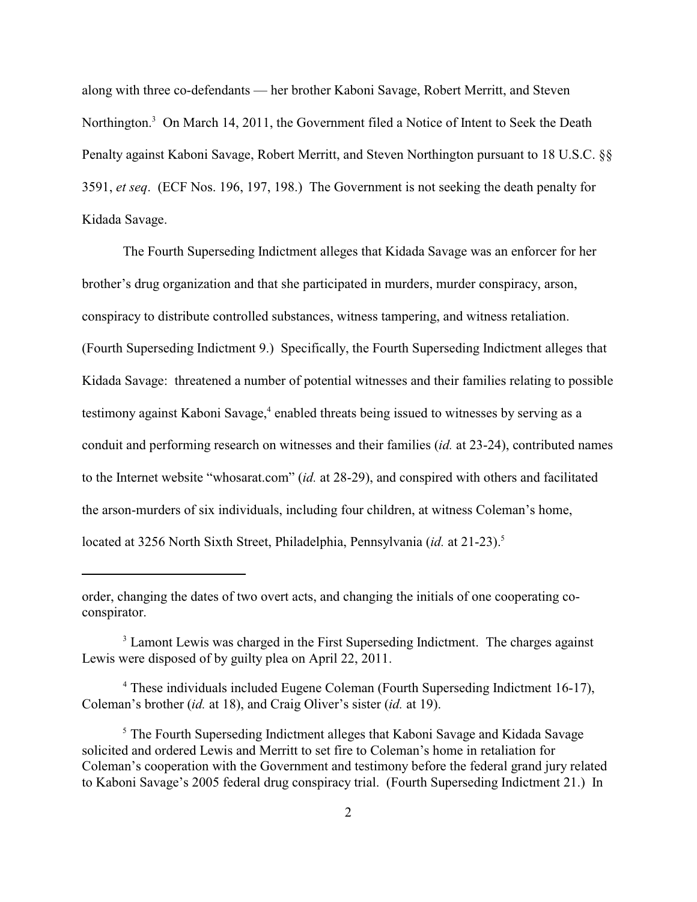along with three co-defendants — her brother Kaboni Savage, Robert Merritt, and Steven Northington.[3] On March 14, 2011, the Government filed a Notice of Intent to Seek the Death Penalty against Kaboni Savage, Robert Merritt, and Steven Northington pursuant to 18 U.S.C. §§ 3591, *et seq*. (ECF Nos. 196, 197, 198.) The Government is not seeking the death penalty for Kidada Savage.

The Fourth Superseding Indictment alleges that Kidada Savage was an enforcer for her brother's drug organization and that she participated in murders, murder conspiracy, arson, conspiracy to distribute controlled substances, witness tampering, and witness retaliation. (Fourth Superseding Indictment 9.) Specifically, the Fourth Superseding Indictment alleges that Kidada Savage: threatened a number of potential witnesses and their families relating to possible testimony against Kaboni Savage,[4] enabled threats being issued to witnesses by serving as a conduit and performing research on witnesses and their families (*id.* at 23-24), contributed names to the Internet website "whosarat.com" (*id.* at 28-29), and conspired with others and facilitated the arson-murders of six individuals, including four children, at witness Coleman's home, located at 3256 North Sixth Street, Philadelphia, Pennsylvania (*id.* at 21-23).[5]

---

order, changing the dates of two overt acts, and changing the initials of one cooperating co-conspirator.

[3] Lamont Lewis was charged in the First Superseding Indictment. The charges against Lewis were disposed of by guilty plea on April 22, 2011.

[4] These individuals included Eugene Coleman (Fourth Superseding Indictment 16-17), Coleman's brother (*id.* at 18), and Craig Oliver's sister (*id.* at 19).

[5] The Fourth Superseding Indictment alleges that Kaboni Savage and Kidada Savage solicited and ordered Lewis and Merritt to set fire to Coleman's home in retaliation for Coleman's cooperation with the Government and testimony before the federal grand jury related to Kaboni Savage's 2005 federal drug conspiracy trial. (Fourth Superseding Indictment 21.) In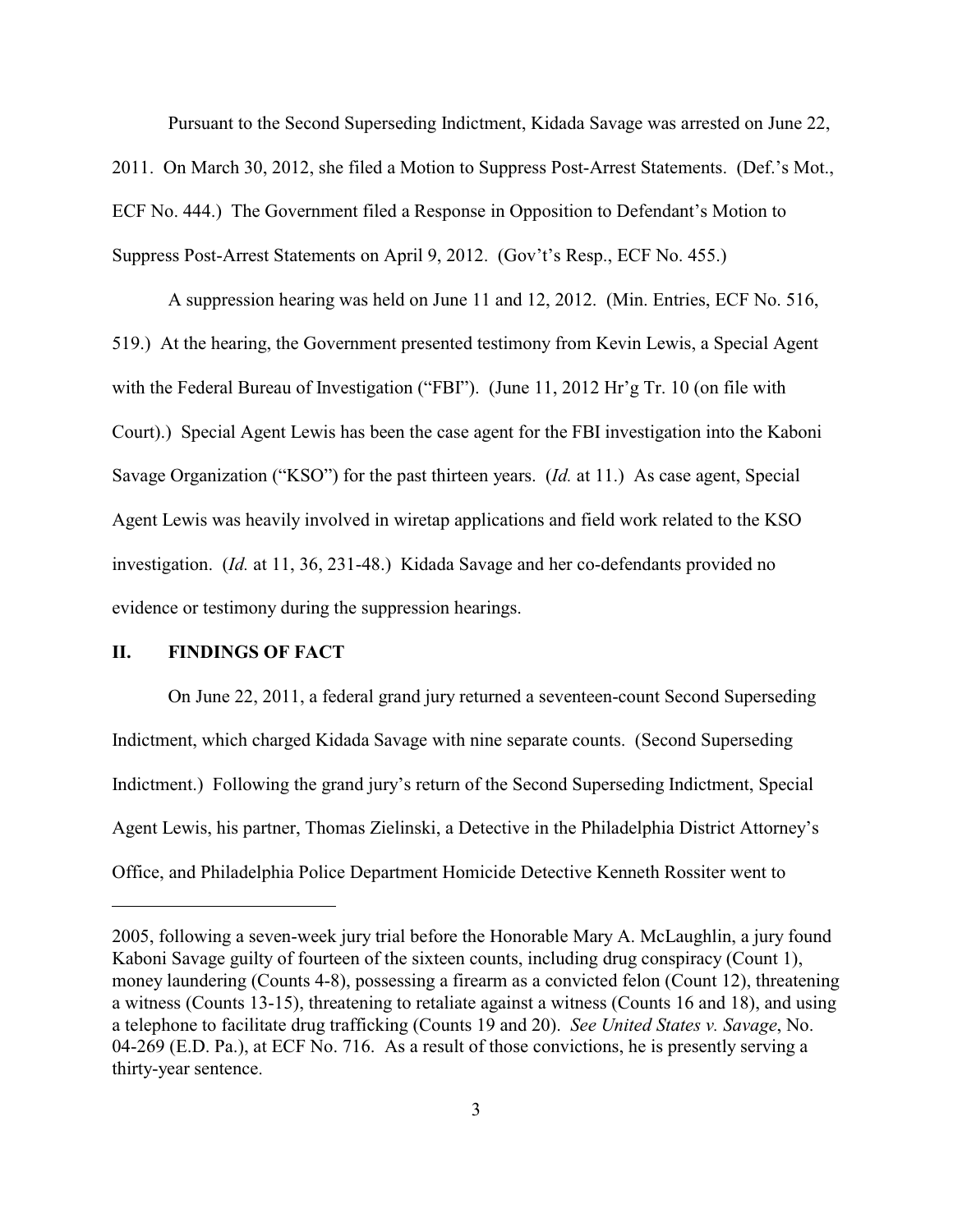Pursuant to the Second Superseding Indictment, Kidada Savage was arrested on June 22, 2011. On March 30, 2012, she filed a Motion to Suppress Post-Arrest Statements. (Def.'s Mot., ECF No. 444.) The Government filed a Response in Opposition to Defendant's Motion to Suppress Post-Arrest Statements on April 9, 2012. (Gov't's Resp., ECF No. 455.)

A suppression hearing was held on June 11 and 12, 2012. (Min. Entries, ECF No. 516, 519.) At the hearing, the Government presented testimony from Kevin Lewis, a Special Agent with the Federal Bureau of Investigation ("FBI"). (June 11, 2012 Hr'g Tr. 10 (on file with Court).) Special Agent Lewis has been the case agent for the FBI investigation into the Kaboni Savage Organization ("KSO") for the past thirteen years. (*Id.* at 11.) As case agent, Special Agent Lewis was heavily involved in wiretap applications and field work related to the KSO investigation. (*Id.* at 11, 36, 231-48.) Kidada Savage and her co-defendants provided no evidence or testimony during the suppression hearings.

## II. FINDINGS OF FACT

On June 22, 2011, a federal grand jury returned a seventeen-count Second Superseding Indictment, which charged Kidada Savage with nine separate counts. (Second Superseding Indictment.) Following the grand jury's return of the Second Superseding Indictment, Special Agent Lewis, his partner, Thomas Zielinski, a Detective in the Philadelphia District Attorney's Office, and Philadelphia Police Department Homicide Detective Kenneth Rossiter went to

---

2005, following a seven-week jury trial before the Honorable Mary A. McLaughlin, a jury found Kaboni Savage guilty of fourteen of the sixteen counts, including drug conspiracy (Count 1), money laundering (Counts 4-8), possessing a firearm as a convicted felon (Count 12), threatening a witness (Counts 13-15), threatening to retaliate against a witness (Counts 16 and 18), and using a telephone to facilitate drug trafficking (Counts 19 and 20). *See United States v. Savage*, No. 04-269 (E.D. Pa.), at ECF No. 716. As a result of those convictions, he is presently serving a thirty-year sentence.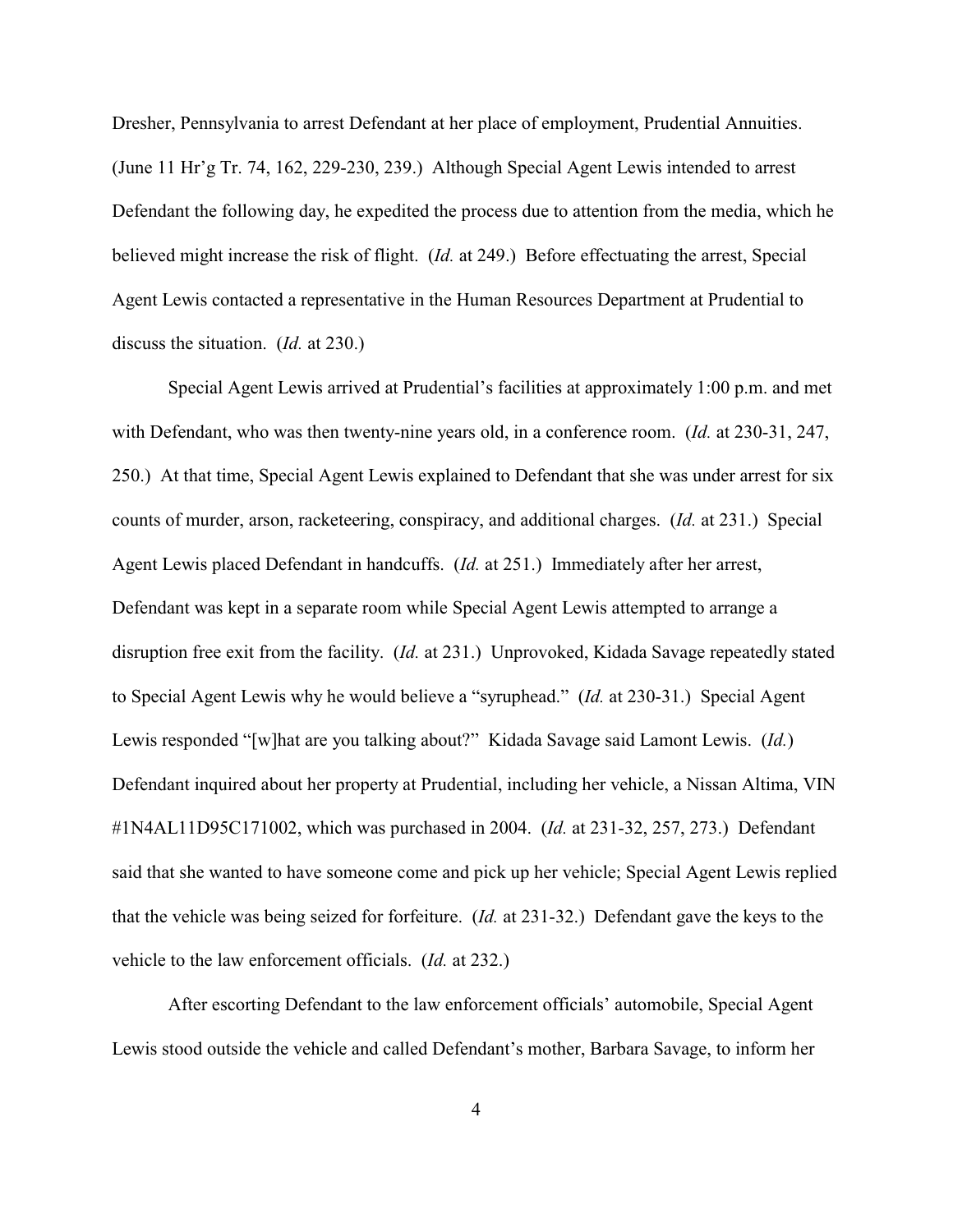Dresher, Pennsylvania to arrest Defendant at her place of employment, Prudential Annuities. (June 11 Hr'g Tr. 74, 162, 229-230, 239.) Although Special Agent Lewis intended to arrest Defendant the following day, he expedited the process due to attention from the media, which he believed might increase the risk of flight. (*Id.* at 249.) Before effectuating the arrest, Special Agent Lewis contacted a representative in the Human Resources Department at Prudential to discuss the situation. (*Id.* at 230.)

Special Agent Lewis arrived at Prudential's facilities at approximately 1:00 p.m. and met with Defendant, who was then twenty-nine years old, in a conference room. (*Id.* at 230-31, 247, 250.) At that time, Special Agent Lewis explained to Defendant that she was under arrest for six counts of murder, arson, racketeering, conspiracy, and additional charges. (*Id.* at 231.) Special Agent Lewis placed Defendant in handcuffs. (*Id.* at 251.) Immediately after her arrest, Defendant was kept in a separate room while Special Agent Lewis attempted to arrange a disruption free exit from the facility. (*Id.* at 231.) Unprovoked, Kidada Savage repeatedly stated to Special Agent Lewis why he would believe a "syruphead." (*Id.* at 230-31.) Special Agent Lewis responded "[w]hat are you talking about?" Kidada Savage said Lamont Lewis. (*Id.*) Defendant inquired about her property at Prudential, including her vehicle, a Nissan Altima, VIN #1N4AL11D95C171002, which was purchased in 2004. (*Id.* at 231-32, 257, 273.) Defendant said that she wanted to have someone come and pick up her vehicle; Special Agent Lewis replied that the vehicle was being seized for forfeiture. (*Id.* at 231-32.) Defendant gave the keys to the vehicle to the law enforcement officials. (*Id.* at 232.)

After escorting Defendant to the law enforcement officials' automobile, Special Agent Lewis stood outside the vehicle and called Defendant's mother, Barbara Savage, to inform her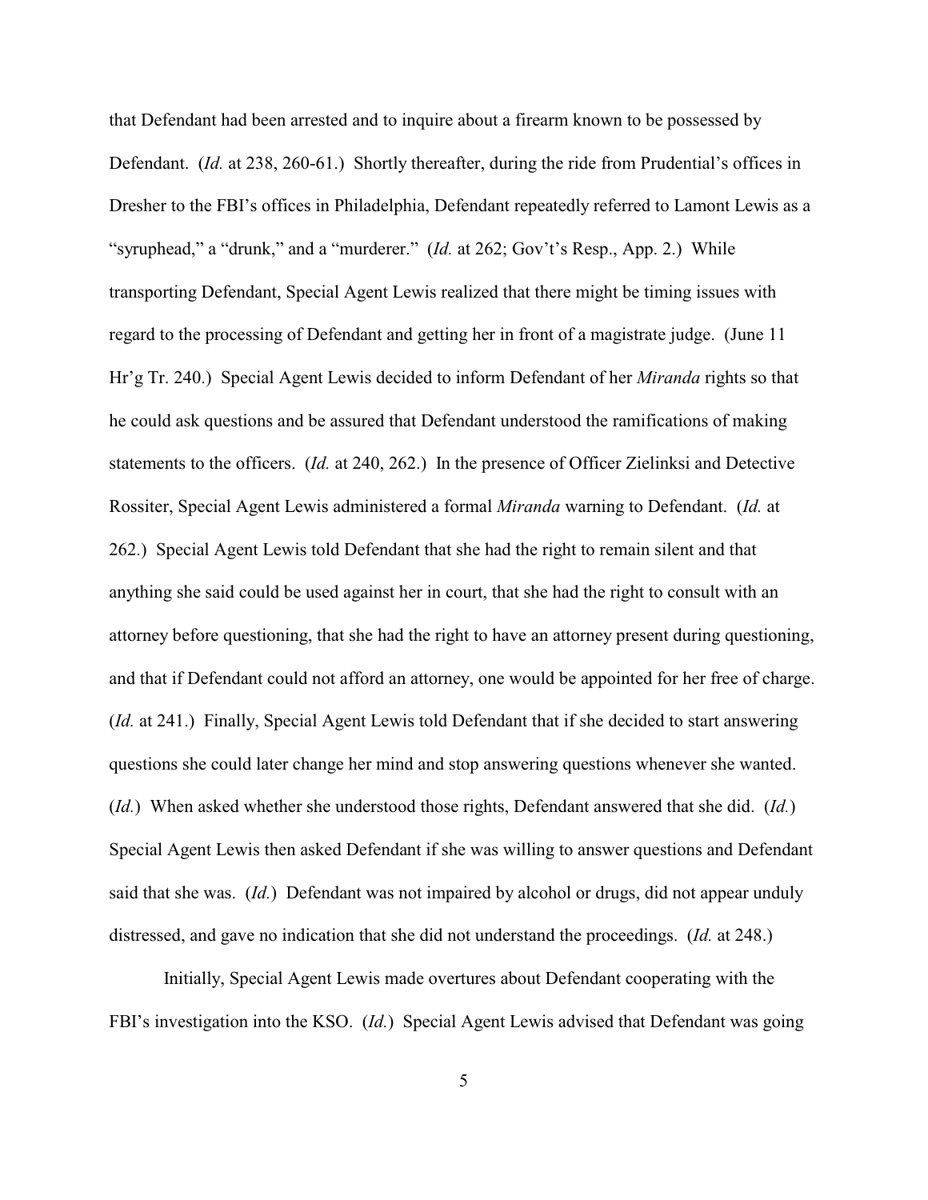that Defendant had been arrested and to inquire about a firearm known to be possessed by Defendant. (*Id.* at 238, 260-61.) Shortly thereafter, during the ride from Prudential's offices in Dresher to the FBI's offices in Philadelphia, Defendant repeatedly referred to Lamont Lewis as a "syruphead," a "drunk," and a "murderer." (*Id.* at 262; Gov't's Resp., App. 2.) While transporting Defendant, Special Agent Lewis realized that there might be timing issues with regard to the processing of Defendant and getting her in front of a magistrate judge. (June 11 Hr'g Tr. 240.) Special Agent Lewis decided to inform Defendant of her *Miranda* rights so that he could ask questions and be assured that Defendant understood the ramifications of making statements to the officers. (*Id.* at 240, 262.) In the presence of Officer Zielinksi and Detective Rossiter, Special Agent Lewis administered a formal *Miranda* warning to Defendant. (*Id.* at 262.) Special Agent Lewis told Defendant that she had the right to remain silent and that anything she said could be used against her in court, that she had the right to consult with an attorney before questioning, that she had the right to have an attorney present during questioning, and that if Defendant could not afford an attorney, one would be appointed for her free of charge. (*Id.* at 241.) Finally, Special Agent Lewis told Defendant that if she decided to start answering questions she could later change her mind and stop answering questions whenever she wanted. (*Id.*) When asked whether she understood those rights, Defendant answered that she did. (*Id.*) Special Agent Lewis then asked Defendant if she was willing to answer questions and Defendant said that she was. (*Id.*) Defendant was not impaired by alcohol or drugs, did not appear unduly distressed, and gave no indication that she did not understand the proceedings. (*Id.* at 248.)

Initially, Special Agent Lewis made overtures about Defendant cooperating with the FBI's investigation into the KSO. (*Id.*) Special Agent Lewis advised that Defendant was going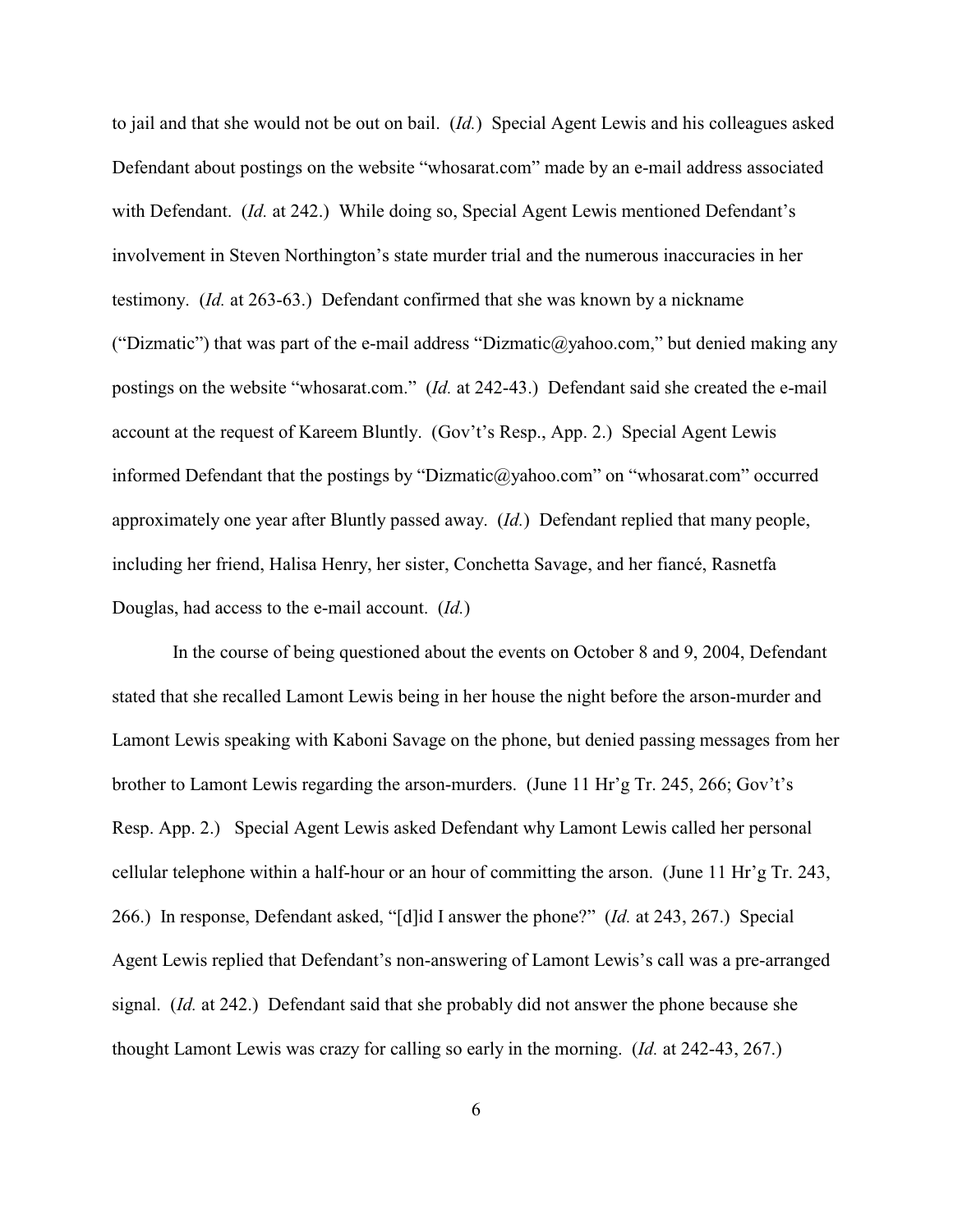to jail and that she would not be out on bail. (*Id.*) Special Agent Lewis and his colleagues asked Defendant about postings on the website "whosarat.com" made by an e-mail address associated with Defendant. (*Id.* at 242.) While doing so, Special Agent Lewis mentioned Defendant's involvement in Steven Northington's state murder trial and the numerous inaccuracies in her testimony. (*Id.* at 263-63.) Defendant confirmed that she was known by a nickname ("Dizmatic") that was part of the e-mail address "Dizmatic@yahoo.com," but denied making any postings on the website "whosarat.com." (*Id.* at 242-43.) Defendant said she created the e-mail account at the request of Kareem Bluntly. (Gov't's Resp., App. 2.) Special Agent Lewis informed Defendant that the postings by "Dizmatic@yahoo.com" on "whosarat.com" occurred approximately one year after Bluntly passed away. (*Id.*) Defendant replied that many people, including her friend, Halisa Henry, her sister, Conchetta Savage, and her fiancé, Rasnetfa Douglas, had access to the e-mail account. (*Id.*)

In the course of being questioned about the events on October 8 and 9, 2004, Defendant stated that she recalled Lamont Lewis being in her house the night before the arson-murder and Lamont Lewis speaking with Kaboni Savage on the phone, but denied passing messages from her brother to Lamont Lewis regarding the arson-murders. (June 11 Hr'g Tr. 245, 266; Gov't's Resp. App. 2.) Special Agent Lewis asked Defendant why Lamont Lewis called her personal cellular telephone within a half-hour or an hour of committing the arson. (June 11 Hr'g Tr. 243, 266.) In response, Defendant asked, "[d]id I answer the phone?" (*Id.* at 243, 267.) Special Agent Lewis replied that Defendant's non-answering of Lamont Lewis's call was a pre-arranged signal. (*Id.* at 242.) Defendant said that she probably did not answer the phone because she thought Lamont Lewis was crazy for calling so early in the morning. (*Id.* at 242-43, 267.)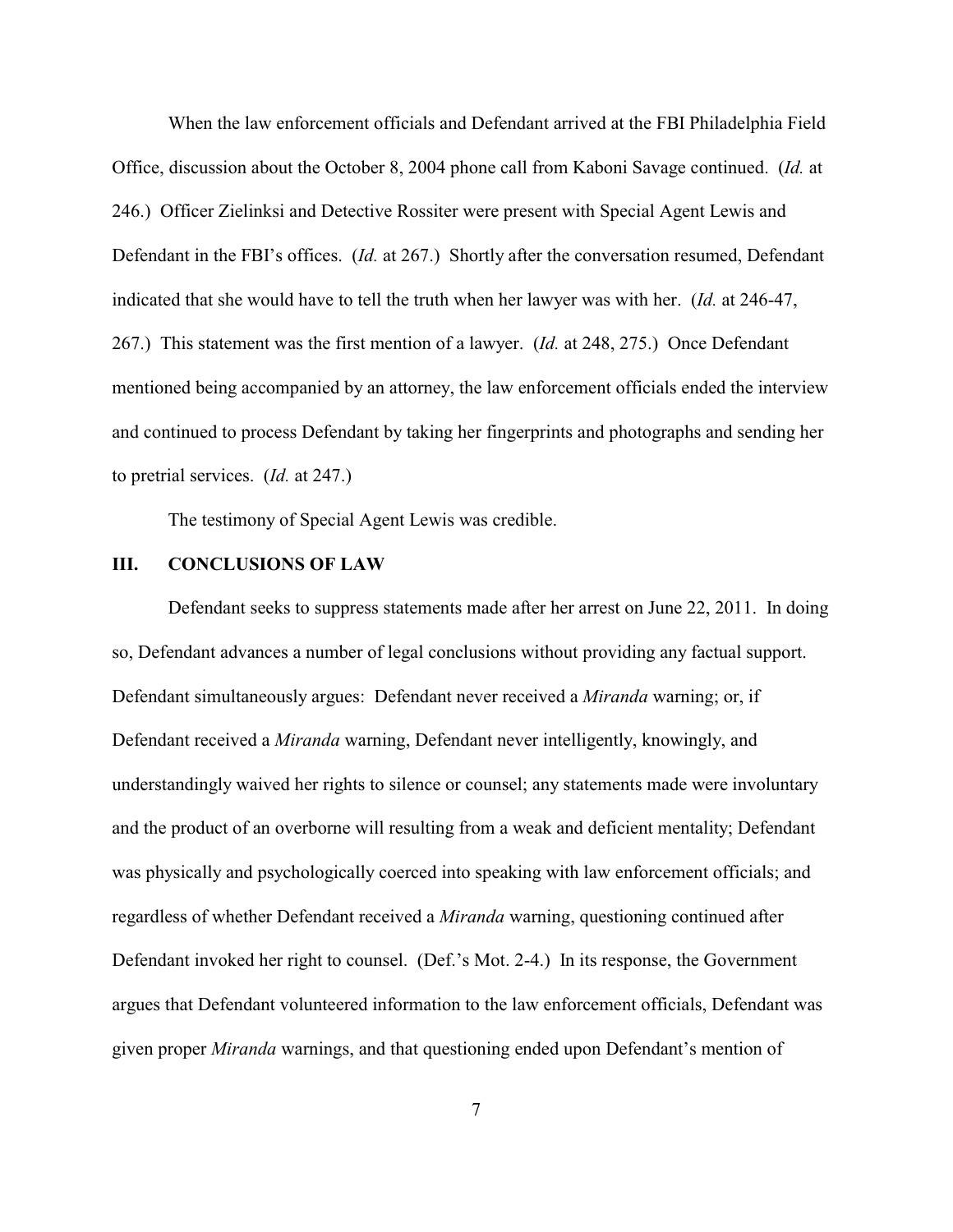When the law enforcement officials and Defendant arrived at the FBI Philadelphia Field Office, discussion about the October 8, 2004 phone call from Kaboni Savage continued. (*Id.* at 246.) Officer Zielinksi and Detective Rossiter were present with Special Agent Lewis and Defendant in the FBI's offices. (*Id.* at 267.) Shortly after the conversation resumed, Defendant indicated that she would have to tell the truth when her lawyer was with her. (*Id.* at 246-47, 267.) This statement was the first mention of a lawyer. (*Id.* at 248, 275.) Once Defendant mentioned being accompanied by an attorney, the law enforcement officials ended the interview and continued to process Defendant by taking her fingerprints and photographs and sending her to pretrial services. (*Id.* at 247.)

The testimony of Special Agent Lewis was credible.

## III. CONCLUSIONS OF LAW

Defendant seeks to suppress statements made after her arrest on June 22, 2011. In doing so, Defendant advances a number of legal conclusions without providing any factual support. Defendant simultaneously argues: Defendant never received a *Miranda* warning; or, if Defendant received a *Miranda* warning, Defendant never intelligently, knowingly, and understandingly waived her rights to silence or counsel; any statements made were involuntary and the product of an overborne will resulting from a weak and deficient mentality; Defendant was physically and psychologically coerced into speaking with law enforcement officials; and regardless of whether Defendant received a *Miranda* warning, questioning continued after Defendant invoked her right to counsel. (Def.'s Mot. 2-4.) In its response, the Government argues that Defendant volunteered information to the law enforcement officials, Defendant was given proper *Miranda* warnings, and that questioning ended upon Defendant's mention of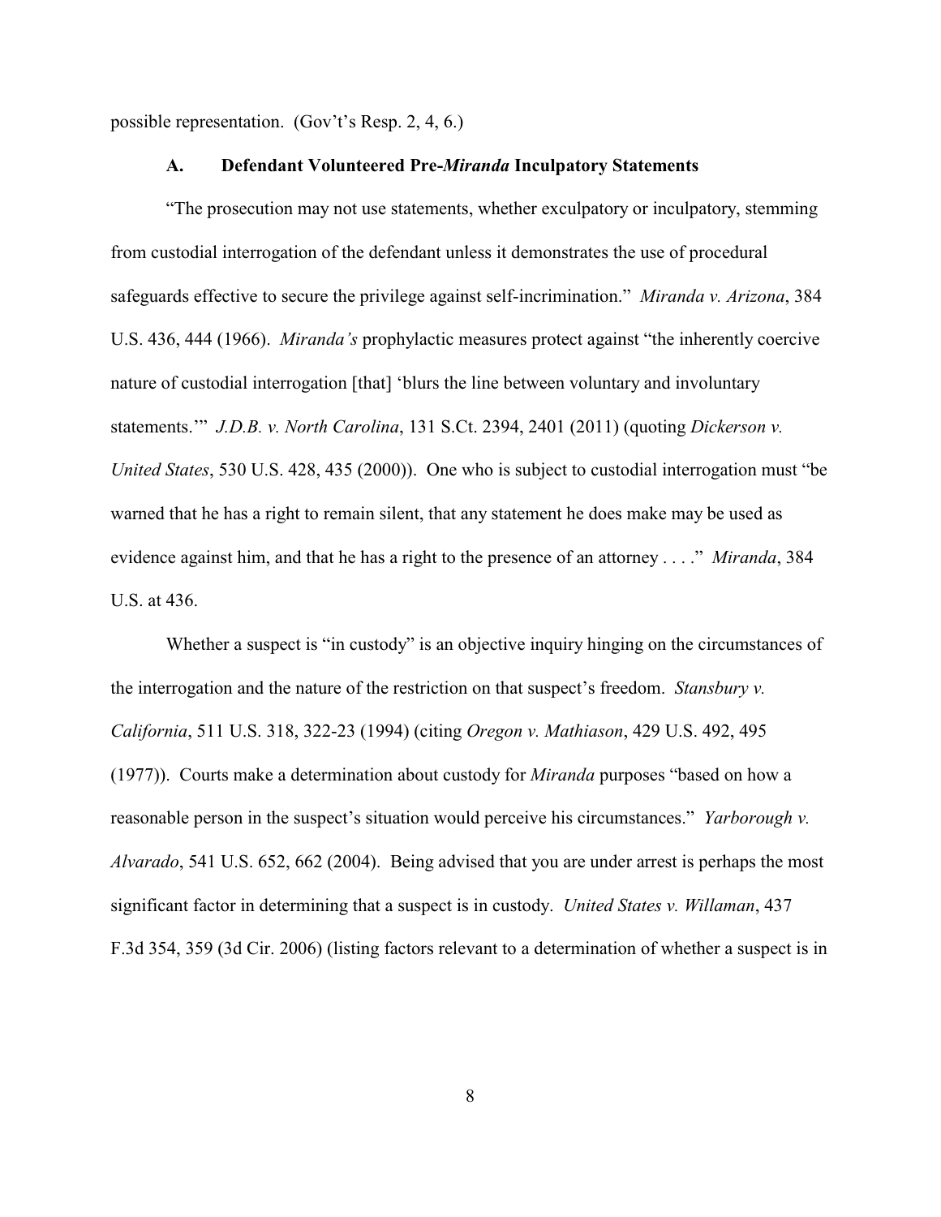possible representation. (Gov't's Resp. 2, 4, 6.)

### A. Defendant Volunteered Pre-*Miranda* Inculpatory Statements

"The prosecution may not use statements, whether exculpatory or inculpatory, stemming from custodial interrogation of the defendant unless it demonstrates the use of procedural safeguards effective to secure the privilege against self-incrimination." *Miranda v. Arizona*, 384 U.S. 436, 444 (1966). *Miranda's* prophylactic measures protect against "the inherently coercive nature of custodial interrogation [that] 'blurs the line between voluntary and involuntary statements.'" *J.D.B. v. North Carolina*, 131 S.Ct. 2394, 2401 (2011) (quoting *Dickerson v. United States*, 530 U.S. 428, 435 (2000)). One who is subject to custodial interrogation must "be warned that he has a right to remain silent, that any statement he does make may be used as evidence against him, and that he has a right to the presence of an attorney . . . ." *Miranda*, 384 U.S. at 436.

Whether a suspect is "in custody" is an objective inquiry hinging on the circumstances of the interrogation and the nature of the restriction on that suspect's freedom. *Stansbury v. California*, 511 U.S. 318, 322-23 (1994) (citing *Oregon v. Mathiason*, 429 U.S. 492, 495 (1977)). Courts make a determination about custody for *Miranda* purposes "based on how a reasonable person in the suspect's situation would perceive his circumstances." *Yarborough v. Alvarado*, 541 U.S. 652, 662 (2004). Being advised that you are under arrest is perhaps the most significant factor in determining that a suspect is in custody. *United States v. Willaman*, 437 F.3d 354, 359 (3d Cir. 2006) (listing factors relevant to a determination of whether a suspect is in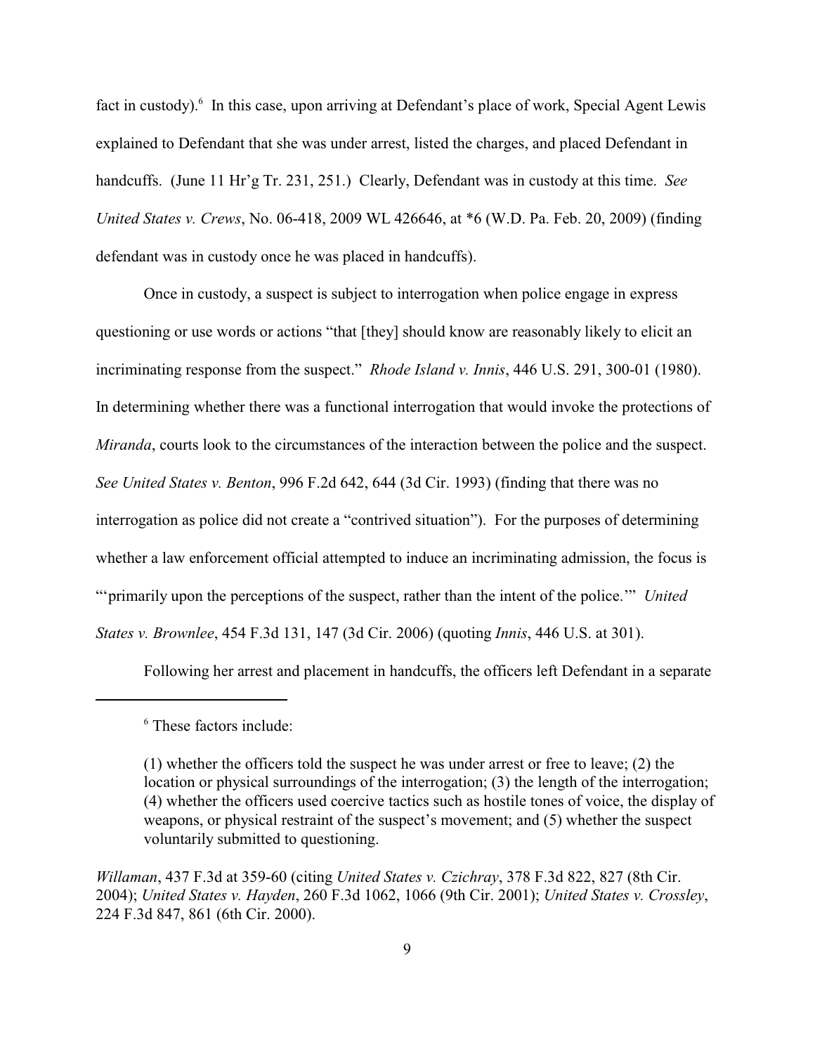fact in custody).[6] In this case, upon arriving at Defendant's place of work, Special Agent Lewis explained to Defendant that she was under arrest, listed the charges, and placed Defendant in handcuffs. (June 11 Hr'g Tr. 231, 251.) Clearly, Defendant was in custody at this time. *See United States v. Crews*, No. 06-418, 2009 WL 426646, at *6 (W.D. Pa. Feb. 20, 2009) (finding defendant was in custody once he was placed in handcuffs).

Once in custody, a suspect is subject to interrogation when police engage in express questioning or use words or actions "that [they] should know are reasonably likely to elicit an incriminating response from the suspect." *Rhode Island v. Innis*, 446 U.S. 291, 300-01 (1980). In determining whether there was a functional interrogation that would invoke the protections of *Miranda*, courts look to the circumstances of the interaction between the police and the suspect. *See United States v. Benton*, 996 F.2d 642, 644 (3d Cir. 1993) (finding that there was no interrogation as police did not create a "contrived situation"). For the purposes of determining whether a law enforcement official attempted to induce an incriminating admission, the focus is "'primarily upon the perceptions of the suspect, rather than the intent of the police.'" *United States v. Brownlee*, 454 F.3d 131, 147 (3d Cir. 2006) (quoting *Innis*, 446 U.S. at 301).

Following her arrest and placement in handcuffs, the officers left Defendant in a separate

---

[6] These factors include:

> (1) whether the officers told the suspect he was under arrest or free to leave; (2) the location or physical surroundings of the interrogation; (3) the length of the interrogation; (4) whether the officers used coercive tactics such as hostile tones of voice, the display of weapons, or physical restraint of the suspect's movement; and (5) whether the suspect voluntarily submitted to questioning.

*Willaman*, 437 F.3d at 359-60 (citing *United States v. Czichray*, 378 F.3d 822, 827 (8th Cir. 2004); *United States v. Hayden*, 260 F.3d 1062, 1066 (9th Cir. 2001); *United States v. Crossley*, 224 F.3d 847, 861 (6th Cir. 2000).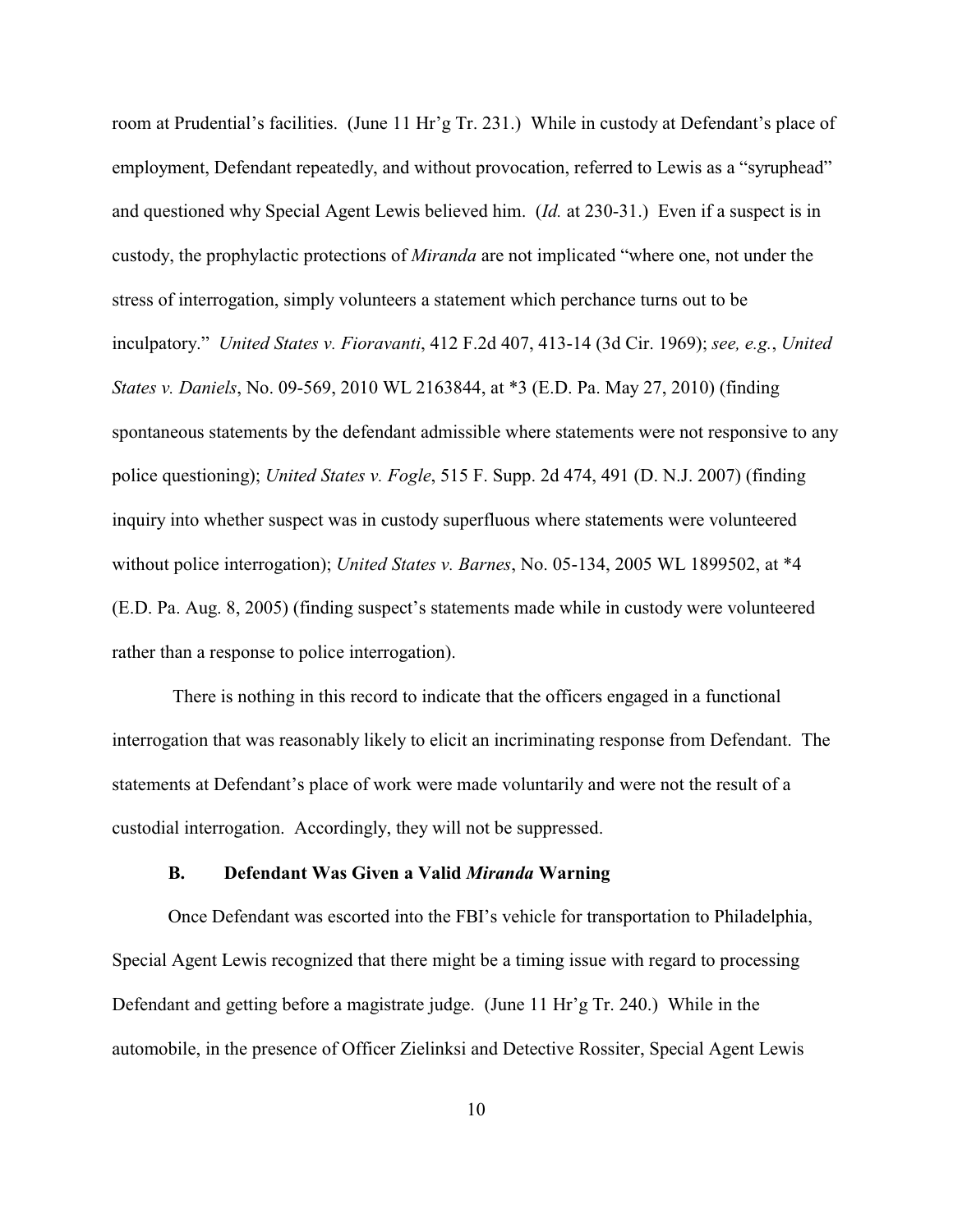room at Prudential's facilities. (June 11 Hr'g Tr. 231.) While in custody at Defendant's place of employment, Defendant repeatedly, and without provocation, referred to Lewis as a "syruphead" and questioned why Special Agent Lewis believed him. (*Id.* at 230-31.) Even if a suspect is in custody, the prophylactic protections of *Miranda* are not implicated "where one, not under the stress of interrogation, simply volunteers a statement which perchance turns out to be inculpatory." *United States v. Fioravanti*, 412 F.2d 407, 413-14 (3d Cir. 1969); *see, e.g.*, *United States v. Daniels*, No. 09-569, 2010 WL 2163844, at *3 (E.D. Pa. May 27, 2010) (finding spontaneous statements by the defendant admissible where statements were not responsive to any police questioning); *United States v. Fogle*, 515 F. Supp. 2d 474, 491 (D. N.J. 2007) (finding inquiry into whether suspect was in custody superfluous where statements were volunteered without police interrogation); *United States v. Barnes*, No. 05-134, 2005 WL 1899502, at *4 (E.D. Pa. Aug. 8, 2005) (finding suspect's statements made while in custody were volunteered rather than a response to police interrogation).

There is nothing in this record to indicate that the officers engaged in a functional interrogation that was reasonably likely to elicit an incriminating response from Defendant. The statements at Defendant's place of work were made voluntarily and were not the result of a custodial interrogation. Accordingly, they will not be suppressed.

### B. Defendant Was Given a Valid *Miranda* Warning

Once Defendant was escorted into the FBI's vehicle for transportation to Philadelphia, Special Agent Lewis recognized that there might be a timing issue with regard to processing Defendant and getting before a magistrate judge. (June 11 Hr'g Tr. 240.) While in the automobile, in the presence of Officer Zielinksi and Detective Rossiter, Special Agent Lewis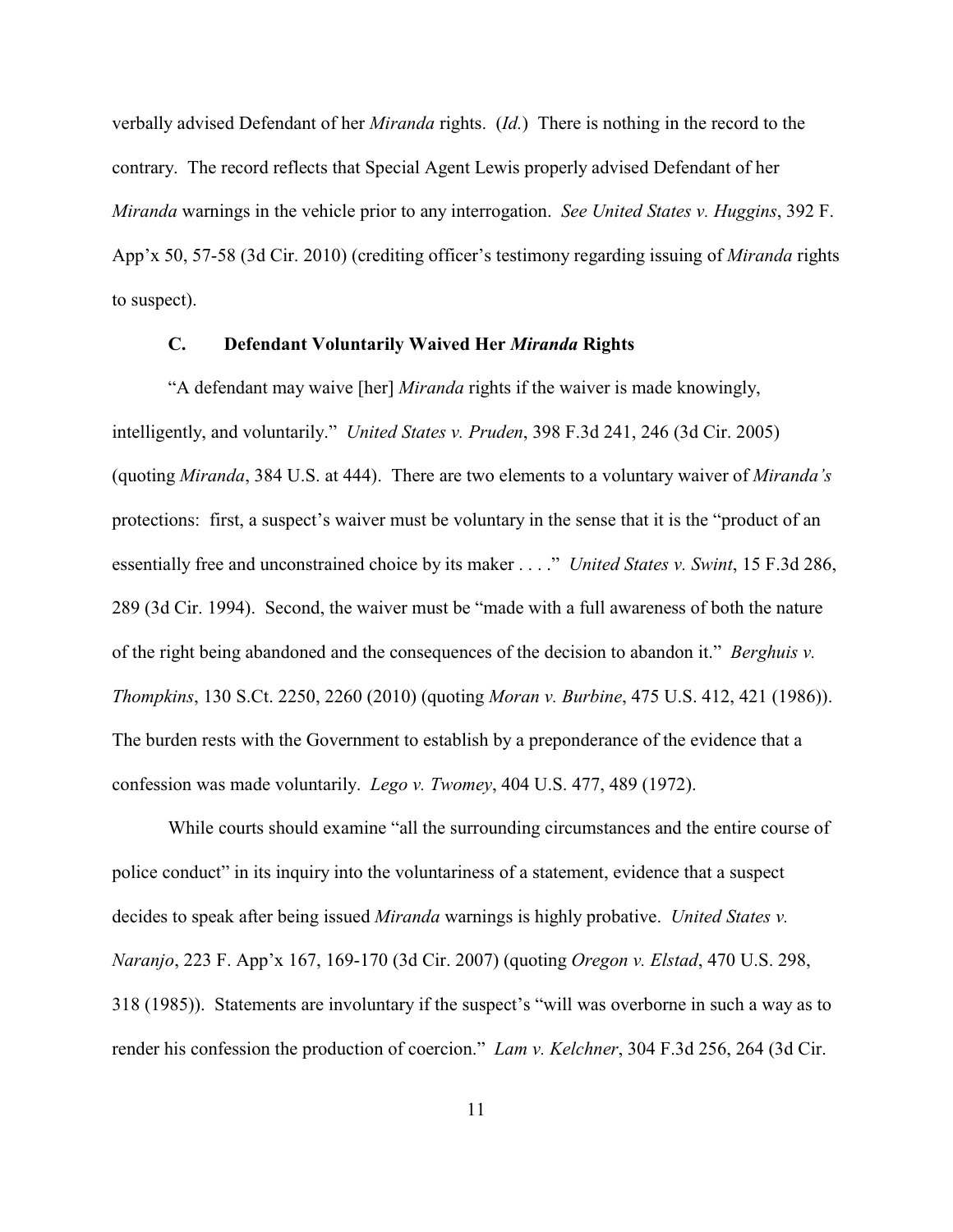verbally advised Defendant of her *Miranda* rights. (*Id.*) There is nothing in the record to the contrary. The record reflects that Special Agent Lewis properly advised Defendant of her *Miranda* warnings in the vehicle prior to any interrogation. *See United States v. Huggins*, 392 F. App'x 50, 57-58 (3d Cir. 2010) (crediting officer's testimony regarding issuing of *Miranda* rights to suspect).

### C. Defendant Voluntarily Waived Her *Miranda* Rights

"A defendant may waive [her] *Miranda* rights if the waiver is made knowingly, intelligently, and voluntarily." *United States v. Pruden*, 398 F.3d 241, 246 (3d Cir. 2005) (quoting *Miranda*, 384 U.S. at 444). There are two elements to a voluntary waiver of *Miranda's* protections: first, a suspect's waiver must be voluntary in the sense that it is the "product of an essentially free and unconstrained choice by its maker . . . ." *United States v. Swint*, 15 F.3d 286, 289 (3d Cir. 1994). Second, the waiver must be "made with a full awareness of both the nature of the right being abandoned and the consequences of the decision to abandon it." *Berghuis v. Thompkins*, 130 S.Ct. 2250, 2260 (2010) (quoting *Moran v. Burbine*, 475 U.S. 412, 421 (1986)). The burden rests with the Government to establish by a preponderance of the evidence that a confession was made voluntarily. *Lego v. Twomey*, 404 U.S. 477, 489 (1972).

While courts should examine "all the surrounding circumstances and the entire course of police conduct" in its inquiry into the voluntariness of a statement, evidence that a suspect decides to speak after being issued *Miranda* warnings is highly probative. *United States v. Naranjo*, 223 F. App'x 167, 169-170 (3d Cir. 2007) (quoting *Oregon v. Elstad*, 470 U.S. 298, 318 (1985)). Statements are involuntary if the suspect's "will was overborne in such a way as to render his confession the production of coercion." *Lam v. Kelchner*, 304 F.3d 256, 264 (3d Cir.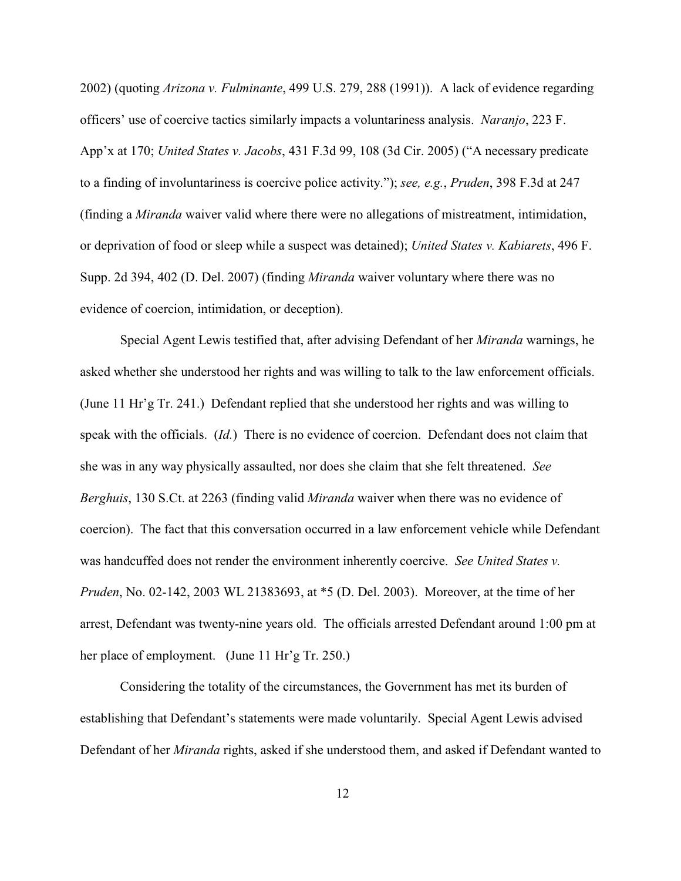2002) (quoting *Arizona v. Fulminante*, 499 U.S. 279, 288 (1991)). A lack of evidence regarding officers' use of coercive tactics similarly impacts a voluntariness analysis. *Naranjo*, 223 F. App'x at 170; *United States v. Jacobs*, 431 F.3d 99, 108 (3d Cir. 2005) ("A necessary predicate to a finding of involuntariness is coercive police activity."); *see, e.g.*, *Pruden*, 398 F.3d at 247 (finding a *Miranda* waiver valid where there were no allegations of mistreatment, intimidation, or deprivation of food or sleep while a suspect was detained); *United States v. Kabiarets*, 496 F. Supp. 2d 394, 402 (D. Del. 2007) (finding *Miranda* waiver voluntary where there was no evidence of coercion, intimidation, or deception).

Special Agent Lewis testified that, after advising Defendant of her *Miranda* warnings, he asked whether she understood her rights and was willing to talk to the law enforcement officials. (June 11 Hr'g Tr. 241.) Defendant replied that she understood her rights and was willing to speak with the officials. (*Id.*) There is no evidence of coercion. Defendant does not claim that she was in any way physically assaulted, nor does she claim that she felt threatened. *See Berghuis*, 130 S.Ct. at 2263 (finding valid *Miranda* waiver when there was no evidence of coercion). The fact that this conversation occurred in a law enforcement vehicle while Defendant was handcuffed does not render the environment inherently coercive. *See United States v. Pruden*, No. 02-142, 2003 WL 21383693, at *5 (D. Del. 2003). Moreover, at the time of her arrest, Defendant was twenty-nine years old. The officials arrested Defendant around 1:00 pm at her place of employment. (June 11 Hr'g Tr. 250.)

Considering the totality of the circumstances, the Government has met its burden of establishing that Defendant's statements were made voluntarily. Special Agent Lewis advised Defendant of her *Miranda* rights, asked if she understood them, and asked if Defendant wanted to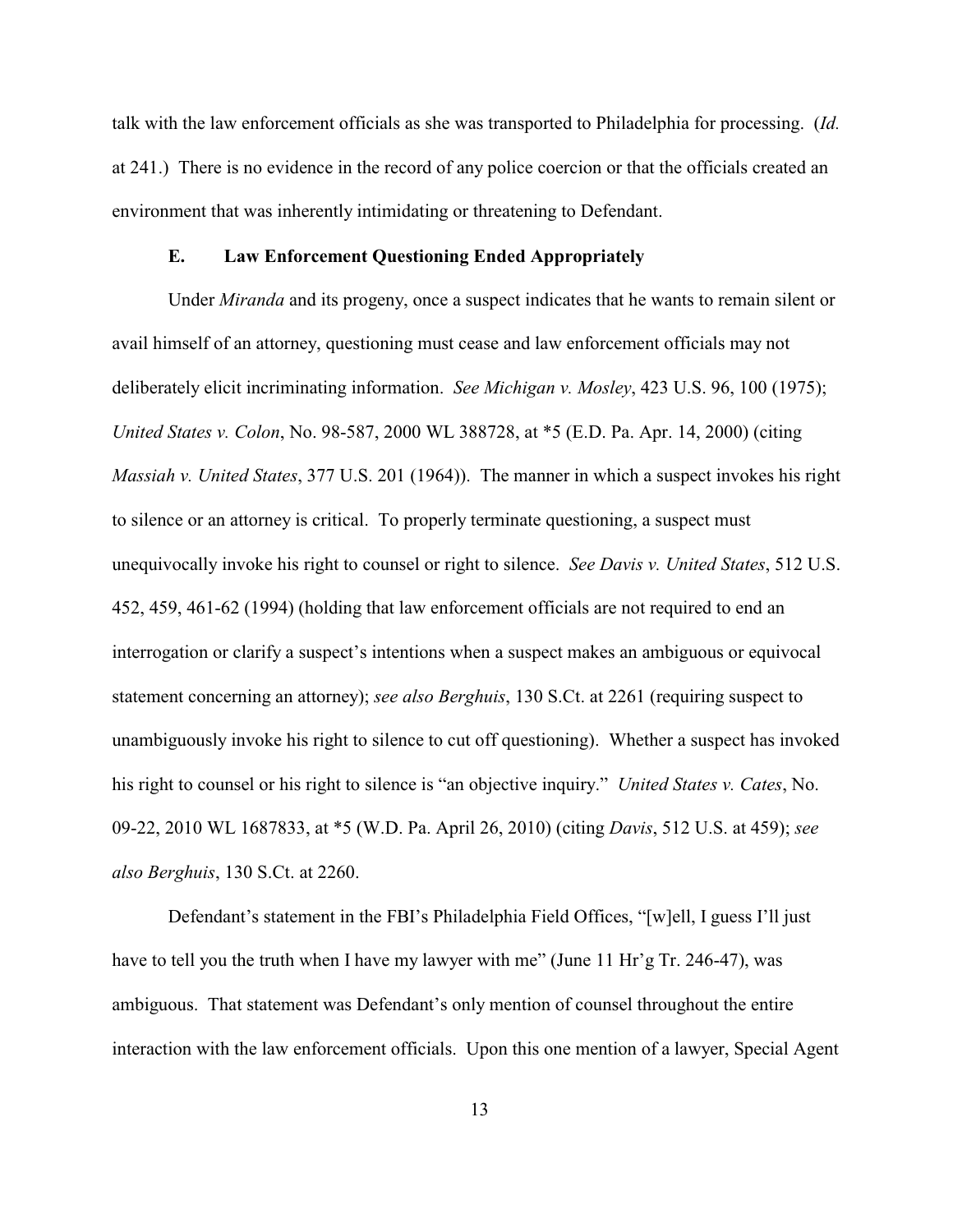talk with the law enforcement officials as she was transported to Philadelphia for processing. (*Id.* at 241.) There is no evidence in the record of any police coercion or that the officials created an environment that was inherently intimidating or threatening to Defendant.

### E. Law Enforcement Questioning Ended Appropriately

Under *Miranda* and its progeny, once a suspect indicates that he wants to remain silent or avail himself of an attorney, questioning must cease and law enforcement officials may not deliberately elicit incriminating information. *See Michigan v. Mosley*, 423 U.S. 96, 100 (1975); *United States v. Colon*, No. 98-587, 2000 WL 388728, at *5 (E.D. Pa. Apr. 14, 2000) (citing *Massiah v. United States*, 377 U.S. 201 (1964)). The manner in which a suspect invokes his right to silence or an attorney is critical. To properly terminate questioning, a suspect must unequivocally invoke his right to counsel or right to silence. *See Davis v. United States*, 512 U.S. 452, 459, 461-62 (1994) (holding that law enforcement officials are not required to end an interrogation or clarify a suspect's intentions when a suspect makes an ambiguous or equivocal statement concerning an attorney); *see also Berghuis*, 130 S.Ct. at 2261 (requiring suspect to unambiguously invoke his right to silence to cut off questioning). Whether a suspect has invoked his right to counsel or his right to silence is "an objective inquiry." *United States v. Cates*, No. 09-22, 2010 WL 1687833, at *5 (W.D. Pa. April 26, 2010) (citing *Davis*, 512 U.S. at 459); *see also Berghuis*, 130 S.Ct. at 2260.

Defendant's statement in the FBI's Philadelphia Field Offices, "[w]ell, I guess I'll just have to tell you the truth when I have my lawyer with me" (June 11 Hr'g Tr. 246-47), was ambiguous. That statement was Defendant's only mention of counsel throughout the entire interaction with the law enforcement officials. Upon this one mention of a lawyer, Special Agent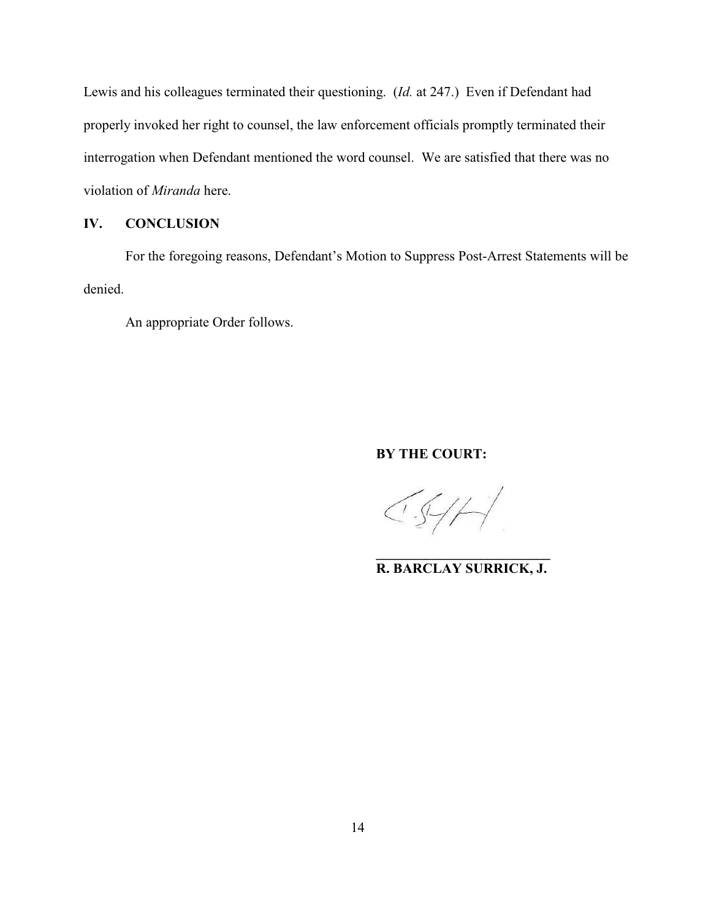Lewis and his colleagues terminated their questioning. (*Id.* at 247.) Even if Defendant had properly invoked her right to counsel, the law enforcement officials promptly terminated their interrogation when Defendant mentioned the word counsel. We are satisfied that there was no violation of *Miranda* here.

## IV. CONCLUSION

For the foregoing reasons, Defendant's Motion to Suppress Post-Arrest Statements will be denied.

An appropriate Order follows.

**BY THE COURT:**

**R. BARCLAY SURRICK, J.**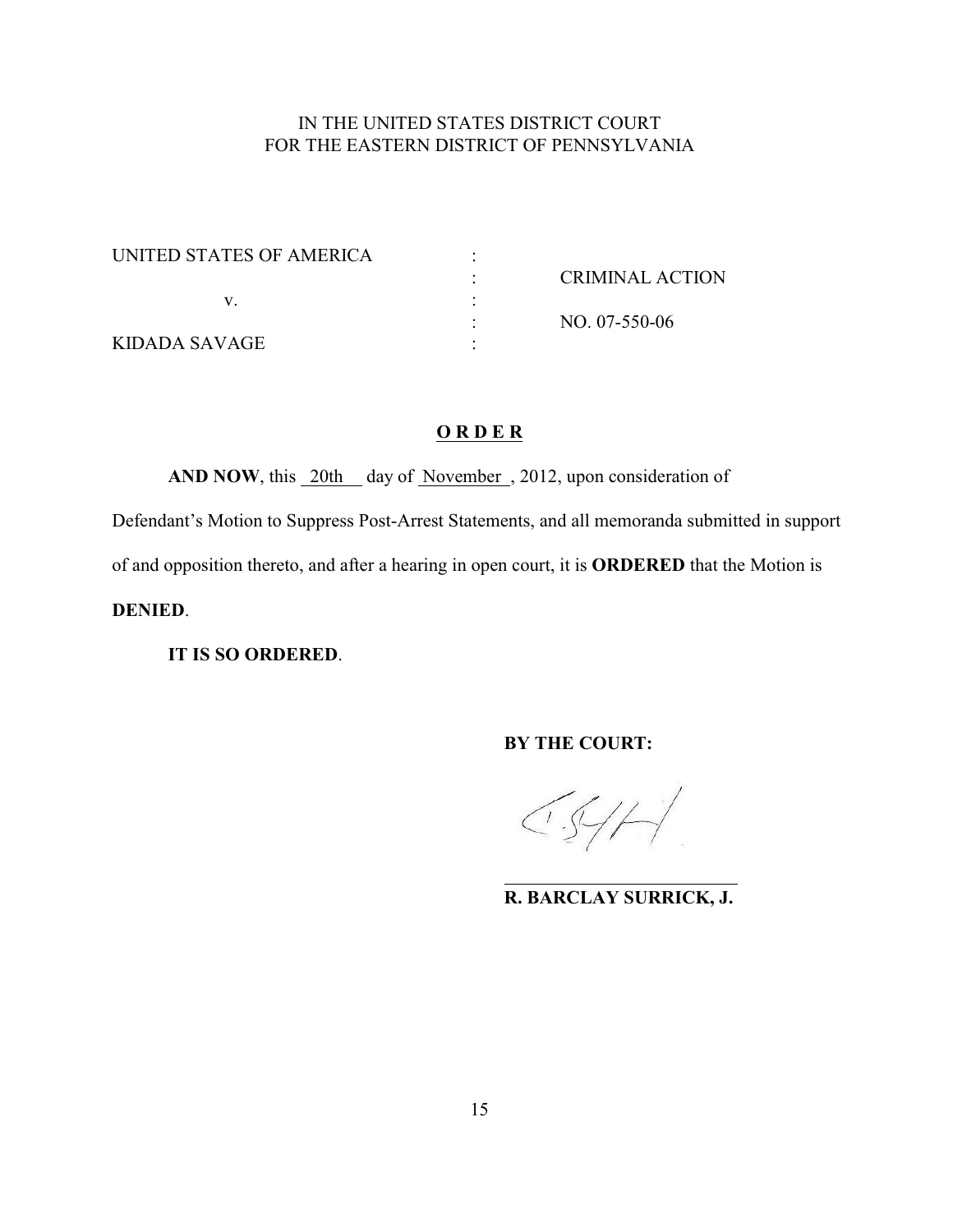IN THE UNITED STATES DISTRICT COURT
FOR THE EASTERN DISTRICT OF PENNSYLVANIA

| | | |
|---|---|---|
| UNITED STATES OF AMERICA | : | |
| | : | CRIMINAL ACTION |
| v. | : | |
| | : | NO. 07-550-06 |
| KIDADA SAVAGE | : | |

**O R D E R**

**AND NOW**, this 20th day of November, 2012, upon consideration of Defendant's Motion to Suppress Post-Arrest Statements, and all memoranda submitted in support of and opposition thereto, and after a hearing in open court, it is **ORDERED** that the Motion is **DENIED**.

**IT IS SO ORDERED**.

**BY THE COURT:**

**R. BARCLAY SURRICK, J.**